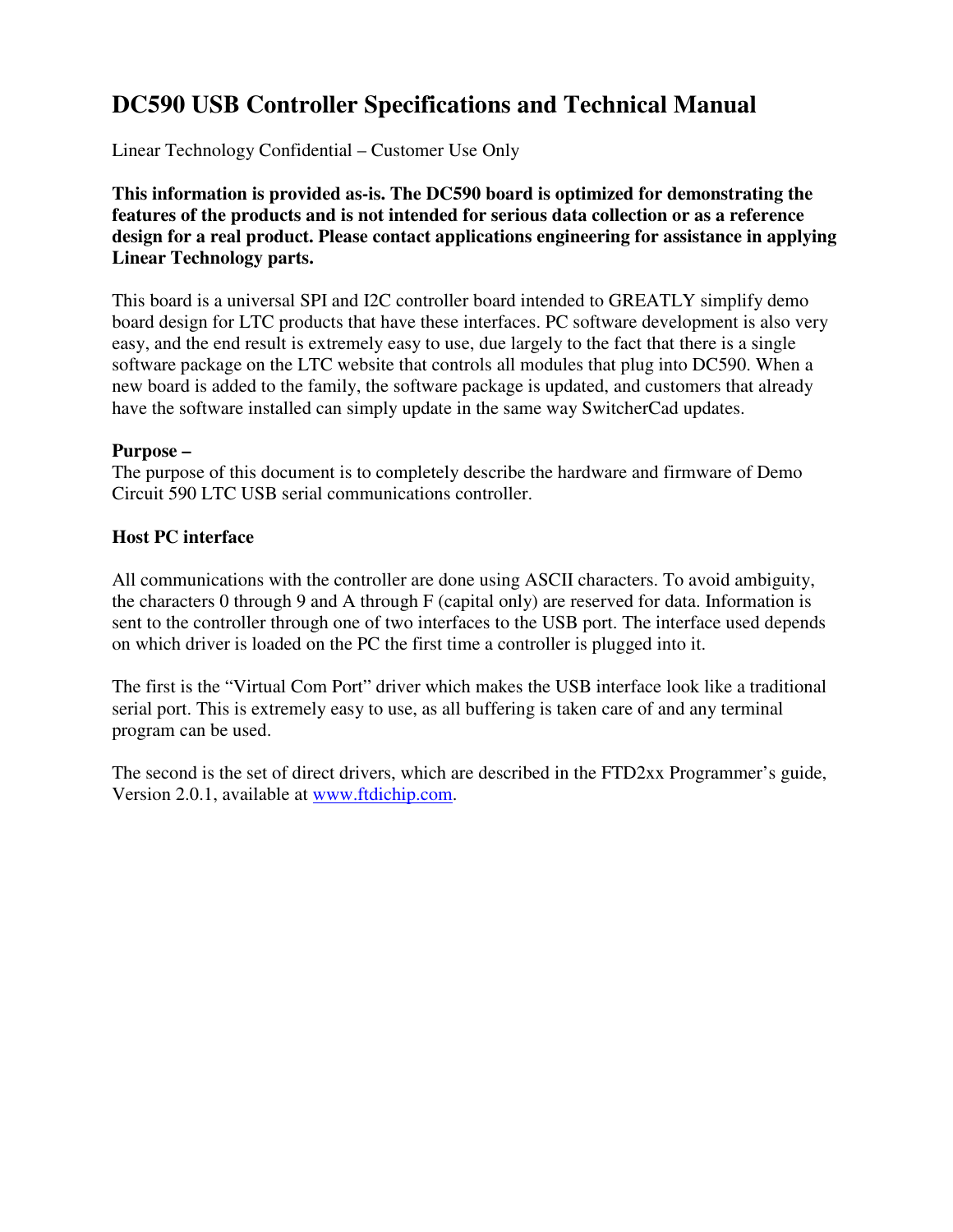# DC590 USB Controller Specifications and Technical Manual

Linear Technology Confidential – Customer Use Only

**This information is provided as-is. The DC590 board is optimized for demonstrating the features of the products and is not intended for serious data collection or as a reference design for a real product. Please contact applications engineering for assistance in applying Linear Technology parts.**

This board is a universal SPI and I2C controller board intended to GREATLY simplify demo board design for LTC products that have these interfaces. PC software development is also very easy, and the end result is extremely easy to use, due largely to the fact that there is a single software package on the LTC website that controls all modules that plug into DC590. When a new board is added to the family, the software package is updated, and customers that already have the software installed can simply update in the same way SwitcherCad updates.

**Purpose –**
The purpose of this document is to completely describe the hardware and firmware of Demo Circuit 590 LTC USB serial communications controller.

**Host PC interface**

All communications with the controller are done using ASCII characters. To avoid ambiguity, the characters 0 through 9 and A through F (capital only) are reserved for data. Information is sent to the controller through one of two interfaces to the USB port. The interface used depends on which driver is loaded on the PC the first time a controller is plugged into it.

The first is the "Virtual Com Port" driver which makes the USB interface look like a traditional serial port. This is extremely easy to use, as all buffering is taken care of and any terminal program can be used.

The second is the set of direct drivers, which are described in the FTD2xx Programmer's guide, Version 2.0.1, available at www.ftdichip.com.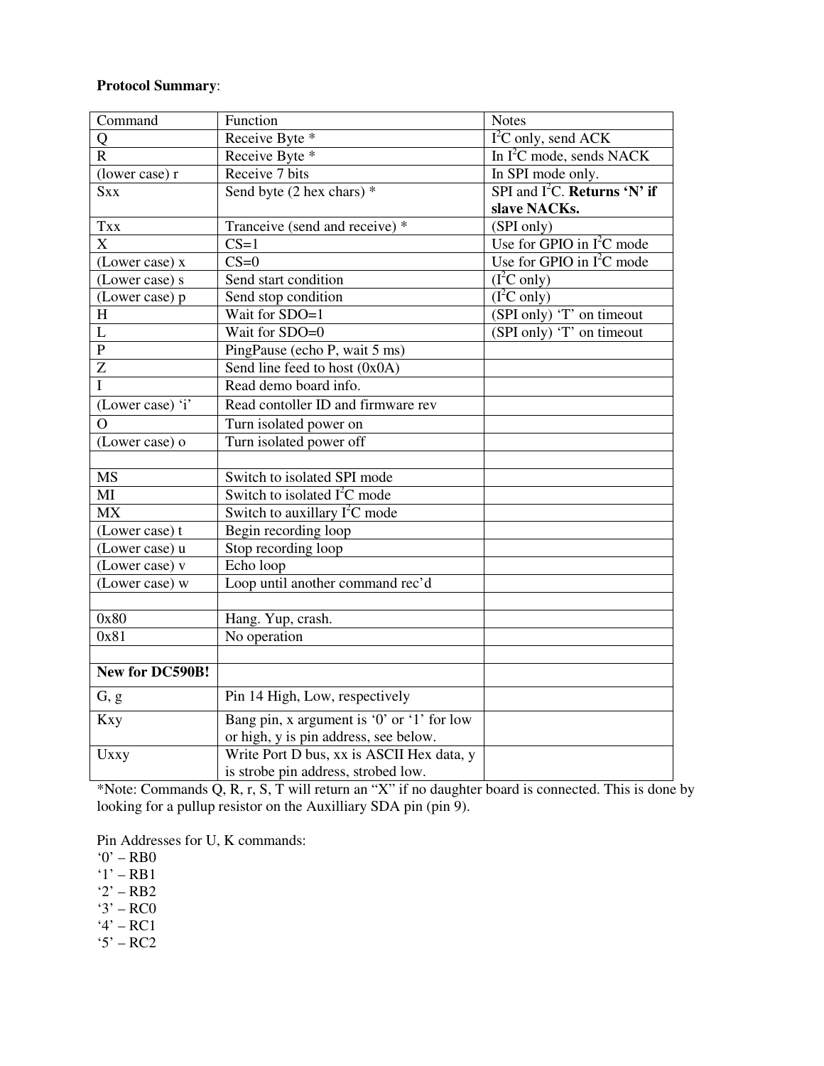**Protocol Summary**:

| Command | Function | Notes |
|---|---|---|
| Q | Receive Byte * | $I^2C$ only, send ACK |
| R | Receive Byte * | In $I^2C$ mode, sends NACK |
| (lower case) r | Receive 7 bits | In SPI mode only. |
| Sxx | Send byte (2 hex chars) * | SPI and $I^2C$. **Returns 'N' if slave NACKs.** |
| Txx | Tranceive (send and receive) * | (SPI only) |
| X | CS=1 | Use for GPIO in $I^2C$ mode |
| (Lower case) x | CS=0 | Use for GPIO in $I^2C$ mode |
| (Lower case) s | Send start condition | ($I^2C$ only) |
| (Lower case) p | Send stop condition | ($I^2C$ only) |
| H | Wait for SDO=1 | (SPI only) 'T' on timeout |
| L | Wait for SDO=0 | (SPI only) 'T' on timeout |
| P | PingPause (echo P, wait 5 ms) | |
| Z | Send line feed to host (0x0A) | |
| I | Read demo board info. | |
| (Lower case) 'i' | Read contoller ID and firmware rev | |
| O | Turn isolated power on | |
| (Lower case) o | Turn isolated power off | |
| | | |
| MS | Switch to isolated SPI mode | |
| MI | Switch to isolated $I^2C$ mode | |
| MX | Switch to auxillary $I^2C$ mode | |
| (Lower case) t | Begin recording loop | |
| (Lower case) u | Stop recording loop | |
| (Lower case) v | Echo loop | |
| (Lower case) w | Loop until another command rec'd | |
| | | |
| 0x80 | Hang. Yup, crash. | |
| 0x81 | No operation | |
| | | |
| **New for DC590B!** | | |
| G, g | Pin 14 High, Low, respectively | |
| Kxy | Bang pin, x argument is '0' or '1' for low or high, y is pin address, see below. | |
| Uxxy | Write Port D bus, xx is ASCII Hex data, y is strobe pin address, strobed low. | |

*Note: Commands Q, R, r, S, T will return an "X" if no daughter board is connected. This is done by looking for a pullup resistor on the Auxilliary SDA pin (pin 9).

Pin Addresses for U, K commands:

'0' – RB0  
'1' – RB1  
'2' – RB2  
'3' – RC0  
'4' – RC1  
'5' – RC2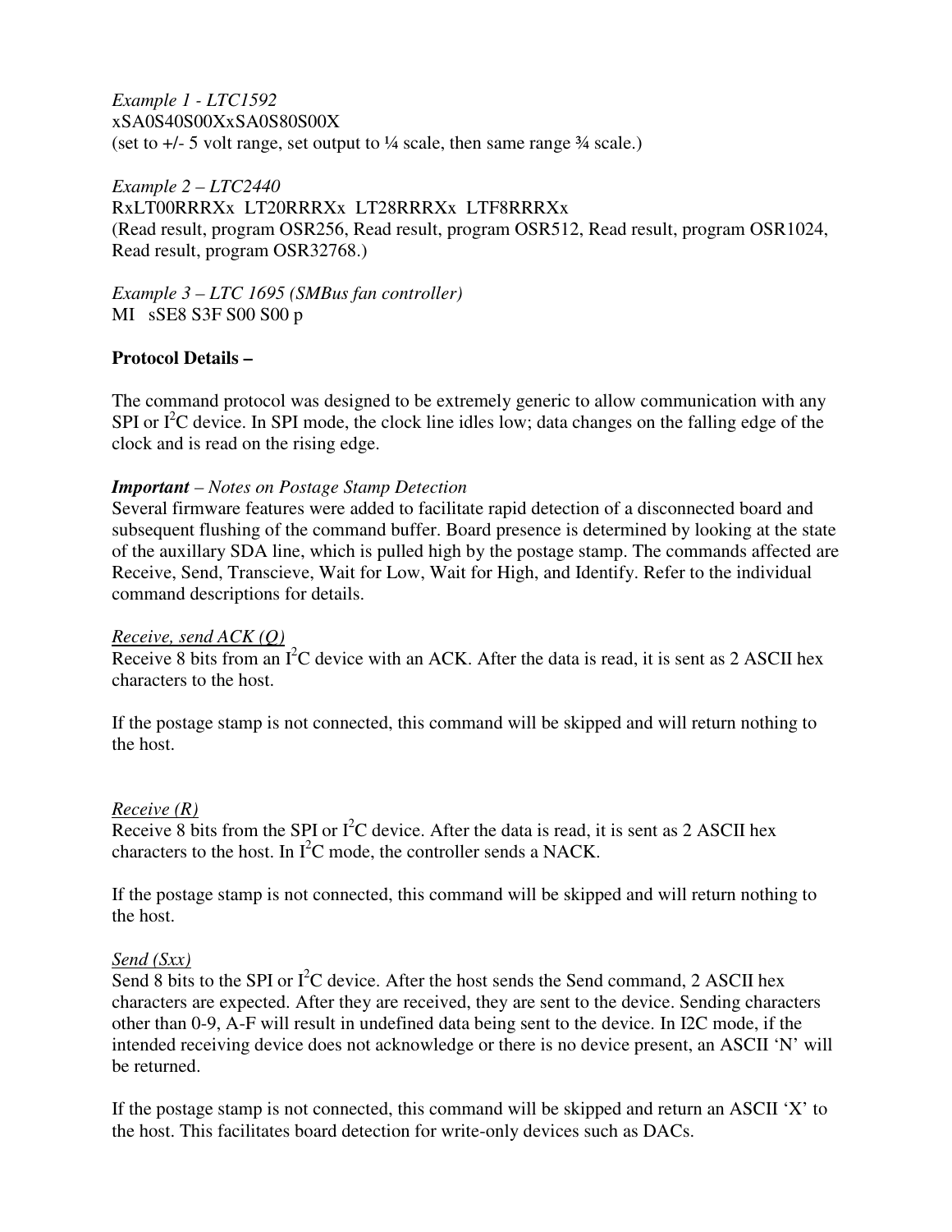*Example 1 - LTC1592*
xSA0S40S00XxSA0S80S00X
(set to +/- 5 volt range, set output to ¼ scale, then same range ¾ scale.)

*Example 2 – LTC2440*
RxLT00RRRXx  LT20RRRXx  LT28RRRXx  LTF8RRRXx
(Read result, program OSR256, Read result, program OSR512, Read result, program OSR1024, Read result, program OSR32768.)

*Example 3 – LTC 1695 (SMBus fan controller)*
MI   sSE8 S3F S00 S00 p

**Protocol Details –**

The command protocol was designed to be extremely generic to allow communication with any SPI or $I^2C$ device. In SPI mode, the clock line idles low; data changes on the falling edge of the clock and is read on the rising edge.

***Important*** *– Notes on Postage Stamp Detection*
Several firmware features were added to facilitate rapid detection of a disconnected board and subsequent flushing of the command buffer. Board presence is determined by looking at the state of the auxillary SDA line, which is pulled high by the postage stamp. The commands affected are Receive, Send, Transcieve, Wait for Low, Wait for High, and Identify. Refer to the individual command descriptions for details.

*Receive, send ACK (Q)*
Receive 8 bits from an $I^2C$ device with an ACK. After the data is read, it is sent as 2 ASCII hex characters to the host.

If the postage stamp is not connected, this command will be skipped and will return nothing to the host.

*Receive (R)*
Receive 8 bits from the SPI or $I^2C$ device. After the data is read, it is sent as 2 ASCII hex characters to the host. In $I^2C$ mode, the controller sends a NACK.

If the postage stamp is not connected, this command will be skipped and will return nothing to the host.

*Send (Sxx)*
Send 8 bits to the SPI or $I^2C$ device. After the host sends the Send command, 2 ASCII hex characters are expected. After they are received, they are sent to the device. Sending characters other than 0-9, A-F will result in undefined data being sent to the device. In I2C mode, if the intended receiving device does not acknowledge or there is no device present, an ASCII 'N' will be returned.

If the postage stamp is not connected, this command will be skipped and return an ASCII 'X' to the host. This facilitates board detection for write-only devices such as DACs.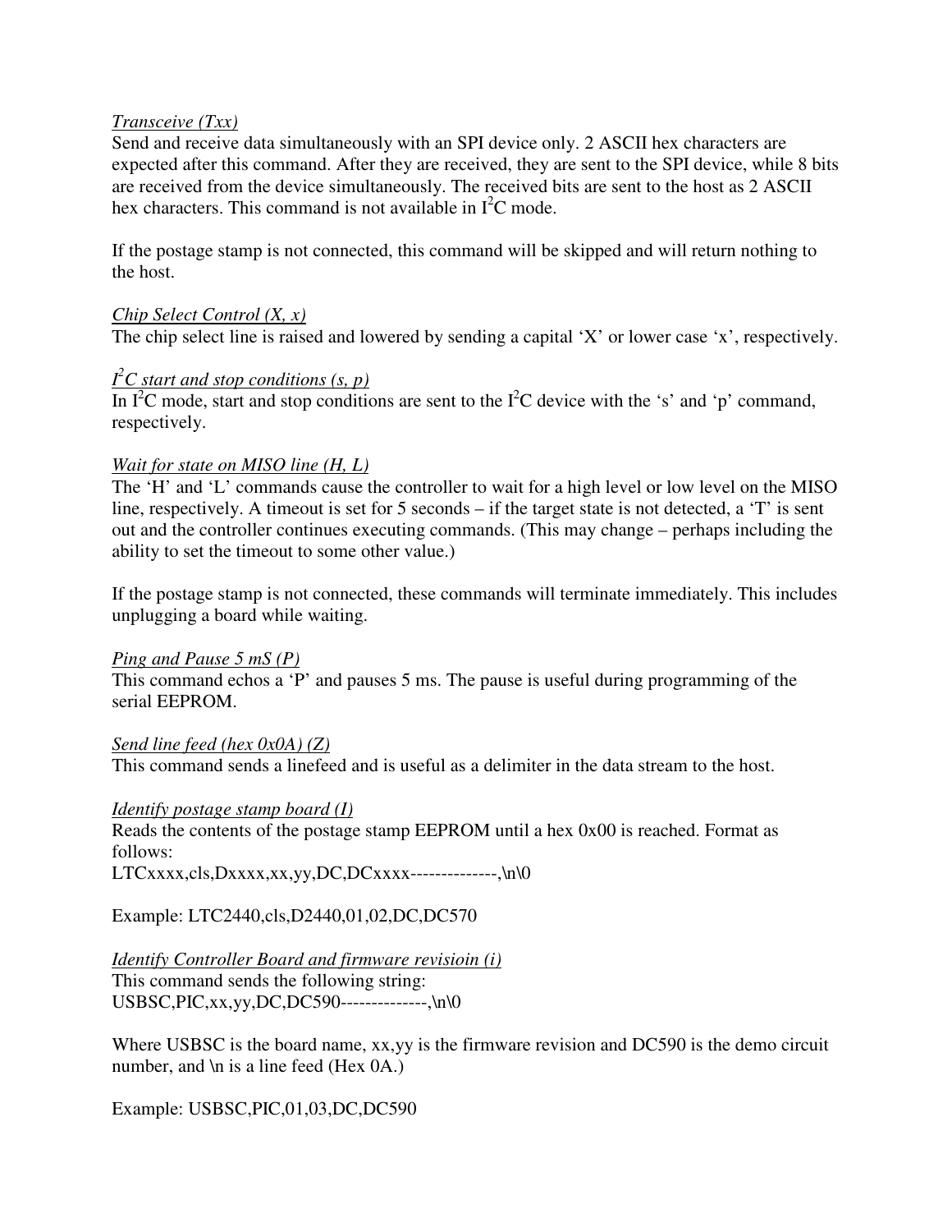*Transceive (Txx)*

Send and receive data simultaneously with an SPI device only. 2 ASCII hex characters are expected after this command. After they are received, they are sent to the SPI device, while 8 bits are received from the device simultaneously. The received bits are sent to the host as 2 ASCII hex characters. This command is not available in $I^2C$ mode.

If the postage stamp is not connected, this command will be skipped and will return nothing to the host.

*Chip Select Control (X, x)*

The chip select line is raised and lowered by sending a capital 'X' or lower case 'x', respectively.

*$I^2C$ start and stop conditions (s, p)*

In $I^2C$ mode, start and stop conditions are sent to the $I^2C$ device with the 's' and 'p' command, respectively.

*Wait for state on MISO line (H, L)*

The 'H' and 'L' commands cause the controller to wait for a high level or low level on the MISO line, respectively. A timeout is set for 5 seconds – if the target state is not detected, a 'T' is sent out and the controller continues executing commands. (This may change – perhaps including the ability to set the timeout to some other value.)

If the postage stamp is not connected, these commands will terminate immediately. This includes unplugging a board while waiting.

*Ping and Pause 5 mS (P)*

This command echos a 'P' and pauses 5 ms. The pause is useful during programming of the serial EEPROM.

*Send line feed (hex 0x0A) (Z)*

This command sends a linefeed and is useful as a delimiter in the data stream to the host.

*Identify postage stamp board (I)*

Reads the contents of the postage stamp EEPROM until a hex 0x00 is reached. Format as follows:
LTCxxxx,cls,Dxxxx,xx,yy,DC,DCxxxx--------------,\n\0

Example: LTC2440,cls,D2440,01,02,DC,DC570

*Identify Controller Board and firmware revisioin (i)*

This command sends the following string:
USBSC,PIC,xx,yy,DC,DC590--------------,\n\0

Where USBSC is the board name, xx,yy is the firmware revision and DC590 is the demo circuit number, and \n is a line feed (Hex 0A.)

Example: USBSC,PIC,01,03,DC,DC590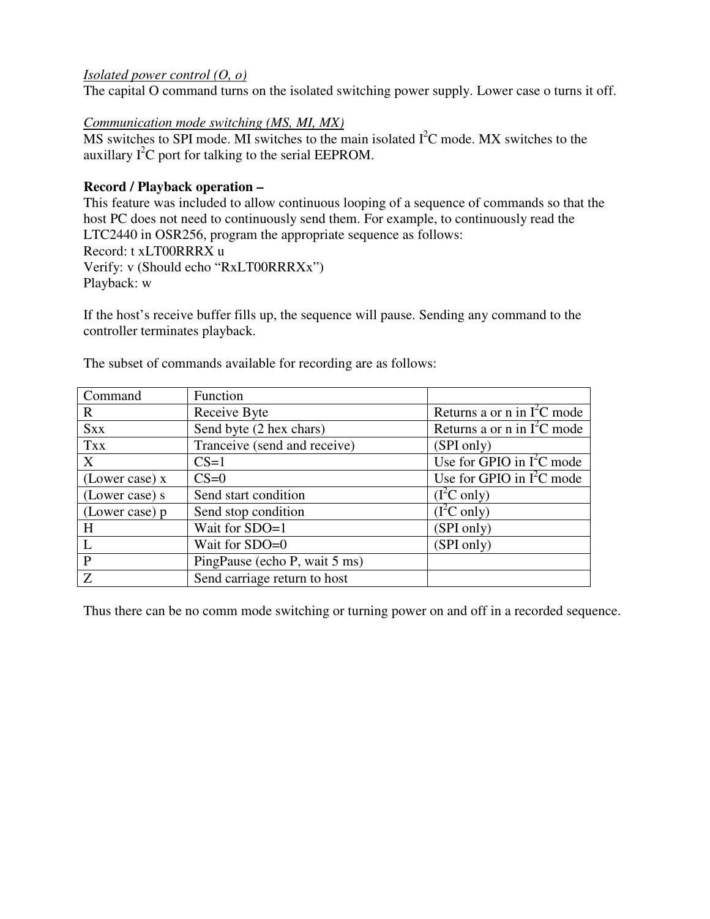*Isolated power control (O, o)*
The capital O command turns on the isolated switching power supply. Lower case o turns it off.

*Communication mode switching (MS, MI, MX)*
MS switches to SPI mode. MI switches to the main isolated $I^2C$ mode. MX switches to the auxillary $I^2C$ port for talking to the serial EEPROM.

**Record / Playback operation –**
This feature was included to allow continuous looping of a sequence of commands so that the host PC does not need to continuously send them. For example, to continuously read the LTC2440 in OSR256, program the appropriate sequence as follows:
Record: t xLT00RRRX u
Verify: v (Should echo "RxLT00RRRXx")
Playback: w

If the host's receive buffer fills up, the sequence will pause. Sending any command to the controller terminates playback.

The subset of commands available for recording are as follows:

| Command | Function | |
|---|---|---|
| R | Receive Byte | Returns a or n in $I^2C$ mode |
| Sxx | Send byte (2 hex chars) | Returns a or n in $I^2C$ mode |
| Txx | Tranceive (send and receive) | (SPI only) |
| X | CS=1 | Use for GPIO in $I^2C$ mode |
| (Lower case) x | CS=0 | Use for GPIO in $I^2C$ mode |
| (Lower case) s | Send start condition | ($I^2C$ only) |
| (Lower case) p | Send stop condition | ($I^2C$ only) |
| H | Wait for SDO=1 | (SPI only) |
| L | Wait for SDO=0 | (SPI only) |
| P | PingPause (echo P, wait 5 ms) | |
| Z | Send carriage return to host | |

Thus there can be no comm mode switching or turning power on and off in a recorded sequence.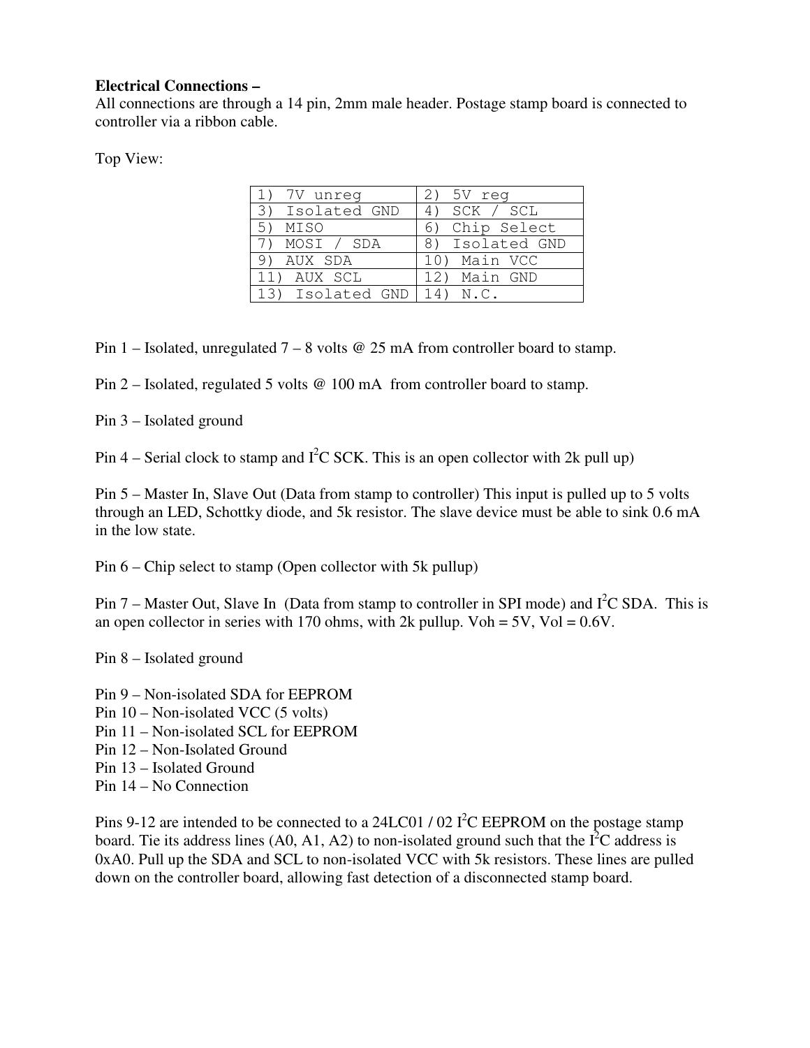**Electrical Connections –**
All connections are through a 14 pin, 2mm male header. Postage stamp board is connected to controller via a ribbon cable.

Top View:

| | |
|---|---|
| 1) 7V unreg | 2) 5V reg |
| 3) Isolated GND | 4) SCK / SCL |
| 5) MISO | 6) Chip Select |
| 7) MOSI / SDA | 8) Isolated GND |
| 9) AUX SDA | 10) Main VCC |
| 11) AUX SCL | 12) Main GND |
| 13) Isolated GND | 14) N.C. |

Pin 1 – Isolated, unregulated 7 – 8 volts @ 25 mA from controller board to stamp.

Pin 2 – Isolated, regulated 5 volts @ 100 mA from controller board to stamp.

Pin 3 – Isolated ground

Pin 4 – Serial clock to stamp and $I^2C$ SCK. This is an open collector with 2k pull up)

Pin 5 – Master In, Slave Out (Data from stamp to controller) This input is pulled up to 5 volts through an LED, Schottky diode, and 5k resistor. The slave device must be able to sink 0.6 mA in the low state.

Pin 6 – Chip select to stamp (Open collector with 5k pullup)

Pin 7 – Master Out, Slave In (Data from stamp to controller in SPI mode) and $I^2C$ SDA. This is an open collector in series with 170 ohms, with 2k pullup. Voh = 5V, Vol = 0.6V.

Pin 8 – Isolated ground

Pin 9 – Non-isolated SDA for EEPROM
Pin 10 – Non-isolated VCC (5 volts)
Pin 11 – Non-isolated SCL for EEPROM
Pin 12 – Non-Isolated Ground
Pin 13 – Isolated Ground
Pin 14 – No Connection

Pins 9-12 are intended to be connected to a 24LC01 / 02 $I^2C$ EEPROM on the postage stamp board. Tie its address lines (A0, A1, A2) to non-isolated ground such that the $I^2C$ address is 0xA0. Pull up the SDA and SCL to non-isolated VCC with 5k resistors. These lines are pulled down on the controller board, allowing fast detection of a disconnected stamp board.